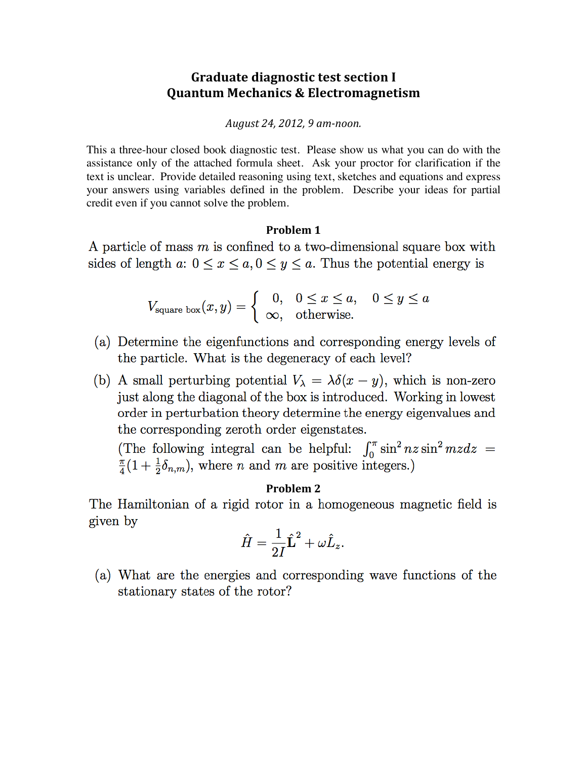# Graduate diagnostic test section I
# Quantum Mechanics & Electromagnetism

*August 24, 2012, 9 am-noon.*

This a three-hour closed book diagnostic test. Please show us what you can do with the assistance only of the attached formula sheet. Ask your proctor for clarification if the text is unclear. Provide detailed reasoning using text, sketches and equations and express your answers using variables defined in the problem. Describe your ideas for partial credit even if you cannot solve the problem.

## Problem 1

A particle of mass $m$ is confined to a two-dimensional square box with sides of length $a$: $0 \le x \le a, 0 \le y \le a$. Thus the potential energy is

$$V_{\text{square box}}(x, y) = \begin{cases} 0, & 0 \le x \le a, \quad 0 \le y \le a \\ \infty, & \text{otherwise.} \end{cases}$$

(a) Determine the eigenfunctions and corresponding energy levels of the particle. What is the degeneracy of each level?

(b) A small perturbing potential $V_\lambda = \lambda\delta(x - y)$, which is non-zero just along the diagonal of the box is introduced. Working in lowest order in perturbation theory determine the energy eigenvalues and the corresponding zeroth order eigenstates.

(The following integral can be helpful: $\int_0^\pi \sin^2 nz \sin^2 mz dz = \frac{\pi}{4}(1 + \frac{1}{2}\delta_{n,m})$, where $n$ and $m$ are positive integers.)

## Problem 2

The Hamiltonian of a rigid rotor in a homogeneous magnetic field is given by

$$\hat{H} = \frac{1}{2I}\hat{\mathbf{L}}^2 + \omega\hat{L}_z.$$

(a) What are the energies and corresponding wave functions of the stationary states of the rotor?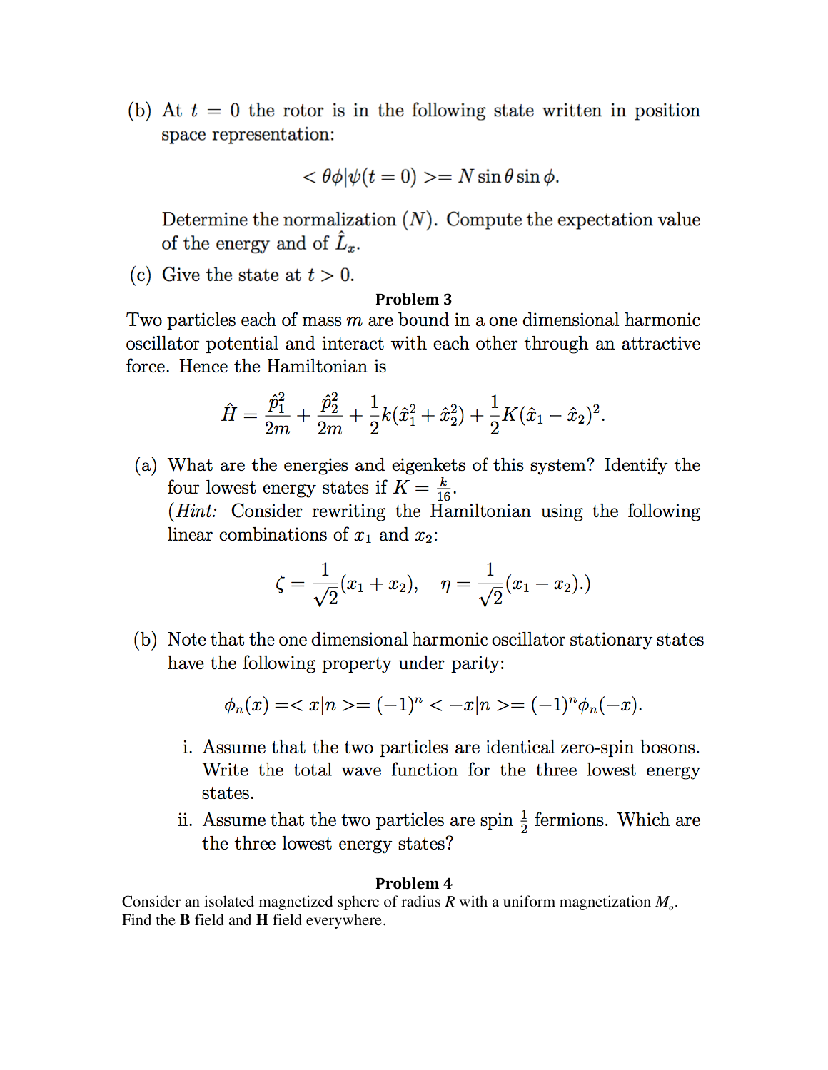(b) At $t = 0$ the rotor is in the following state written in position space representation:

$$< \theta\phi|\psi(t=0) >= N \sin\theta \sin\phi.$$

Determine the normalization ($N$). Compute the expectation value of the energy and of $\hat{L}_x$.

(c) Give the state at $t > 0$.

**Problem 3**

Two particles each of mass $m$ are bound in a one dimensional harmonic oscillator potential and interact with each other through an attractive force. Hence the Hamiltonian is

$$\hat{H} = \frac{\hat{p}_1^2}{2m} + \frac{\hat{p}_2^2}{2m} + \frac{1}{2}k(\hat{x}_1^2 + \hat{x}_2^2) + \frac{1}{2}K(\hat{x}_1 - \hat{x}_2)^2.$$

(a) What are the energies and eigenkets of this system? Identify the four lowest energy states if $K = \frac{k}{16}$.
(*Hint:* Consider rewriting the Hamiltonian using the following linear combinations of $x_1$ and $x_2$:

$$\zeta = \frac{1}{\sqrt{2}}(x_1 + x_2), \quad \eta = \frac{1}{\sqrt{2}}(x_1 - x_2).)$$

(b) Note that the one dimensional harmonic oscillator stationary states have the following property under parity:

$$\phi_n(x) =< x|n >= (-1)^n < -x|n >= (-1)^n \phi_n(-x).$$

i. Assume that the two particles are identical zero-spin bosons. Write the total wave function for the three lowest energy states.

ii. Assume that the two particles are spin $\frac{1}{2}$ fermions. Which are the three lowest energy states?

**Problem 4**

Consider an isolated magnetized sphere of radius $R$ with a uniform magnetization $M_o$. Find the **B** field and **H** field everywhere.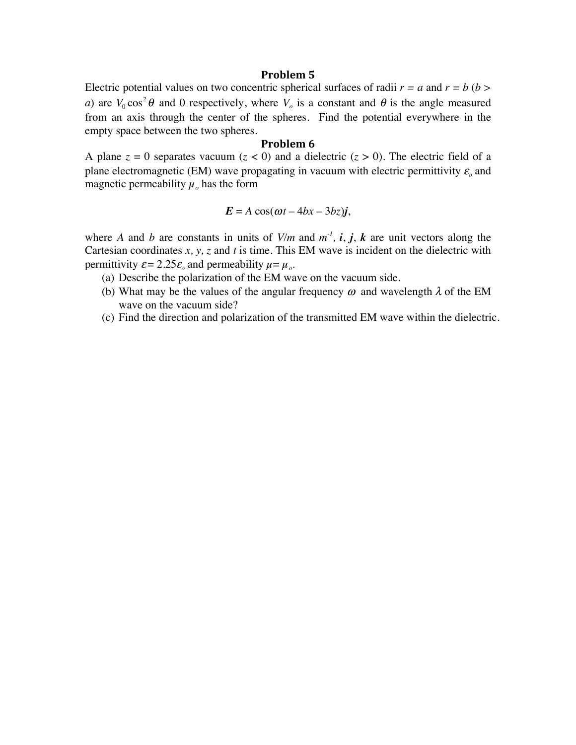## Problem 5

Electric potential values on two concentric spherical surfaces of radii $r = a$ and $r = b$ ($b > a$) are $V_0 \cos^2\theta$ and 0 respectively, where $V_o$ is a constant and $\theta$ is the angle measured from an axis through the center of the spheres. Find the potential everywhere in the empty space between the two spheres.

## Problem 6

A plane $z = 0$ separates vacuum ($z < 0$) and a dielectric ($z > 0$). The electric field of a plane electromagnetic (EM) wave propagating in vacuum with electric permittivity $\varepsilon_o$ and magnetic permeability $\mu_o$ has the form

$$\boldsymbol{E} = A \cos(\omega t - 4bx - 3bz)\boldsymbol{j},$$

where $A$ and $b$ are constants in units of $V/m$ and $m^{-1}$, $\boldsymbol{i}$, $\boldsymbol{j}$, $\boldsymbol{k}$ are unit vectors along the Cartesian coordinates $x, y, z$ and $t$ is time. This EM wave is incident on the dielectric with permittivity $\varepsilon = 2.25\varepsilon_o$ and permeability $\mu = \mu_o$.

(a) Describe the polarization of the EM wave on the vacuum side.

(b) What may be the values of the angular frequency $\omega$ and wavelength $\lambda$ of the EM wave on the vacuum side?

(c) Find the direction and polarization of the transmitted EM wave within the dielectric.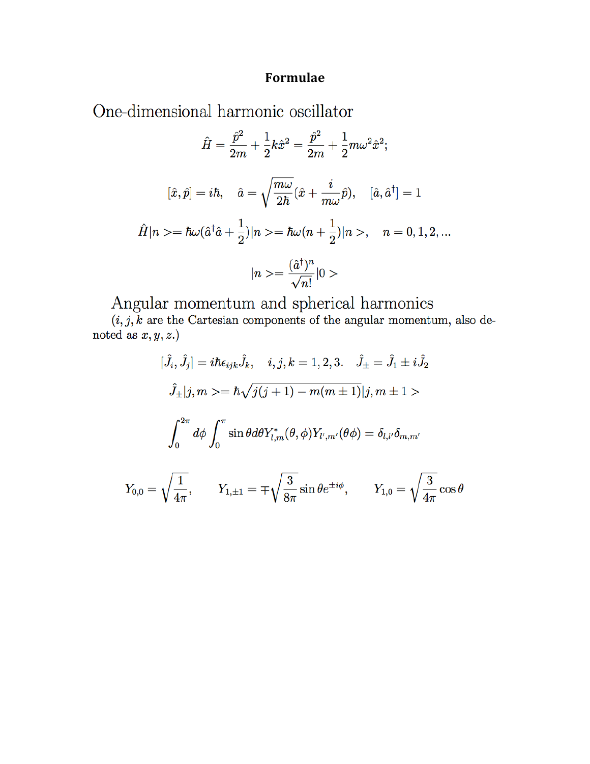# Formulae

## One-dimensional harmonic oscillator

$$\hat{H} = \frac{\hat{p}^2}{2m} + \frac{1}{2}k\hat{x}^2 = \frac{\hat{p}^2}{2m} + \frac{1}{2}m\omega^2\hat{x}^2;$$

$$[\hat{x}, \hat{p}] = i\hbar, \quad \hat{a} = \sqrt{\frac{m\omega}{2\hbar}}(\hat{x} + \frac{i}{m\omega}\hat{p}), \quad [\hat{a}, \hat{a}^\dagger] = 1$$

$$\hat{H}|n> = \hbar\omega(\hat{a}^\dagger\hat{a} + \frac{1}{2})|n> = \hbar\omega(n + \frac{1}{2})|n>, \quad n = 0, 1, 2, ...$$

$$|n> = \frac{(\hat{a}^\dagger)^n}{\sqrt{n!}}|0>$$

## Angular momentum and spherical harmonics

($i, j, k$ are the Cartesian components of the angular momentum, also denoted as $x, y, z$.)

$$[\hat{J}_i, \hat{J}_j] = i\hbar\epsilon_{ijk}\hat{J}_k, \quad i, j, k = 1, 2, 3. \quad \hat{J}_\pm = \hat{J}_1 \pm i\hat{J}_2$$

$$\hat{J}_\pm|j, m> = \hbar\sqrt{j(j+1) - m(m \pm 1)}|j, m \pm 1>$$

$$\int_0^{2\pi} d\phi \int_0^{\pi} \sin\theta d\theta Y^*_{l,m}(\theta, \phi)Y_{l',m'}(\theta\phi) = \delta_{l,l'}\delta_{m,m'}$$

$$Y_{0,0} = \sqrt{\frac{1}{4\pi}}, \qquad Y_{1,\pm 1} = \mp\sqrt{\frac{3}{8\pi}}\sin\theta e^{\pm i\phi}, \qquad Y_{1,0} = \sqrt{\frac{3}{4\pi}}\cos\theta$$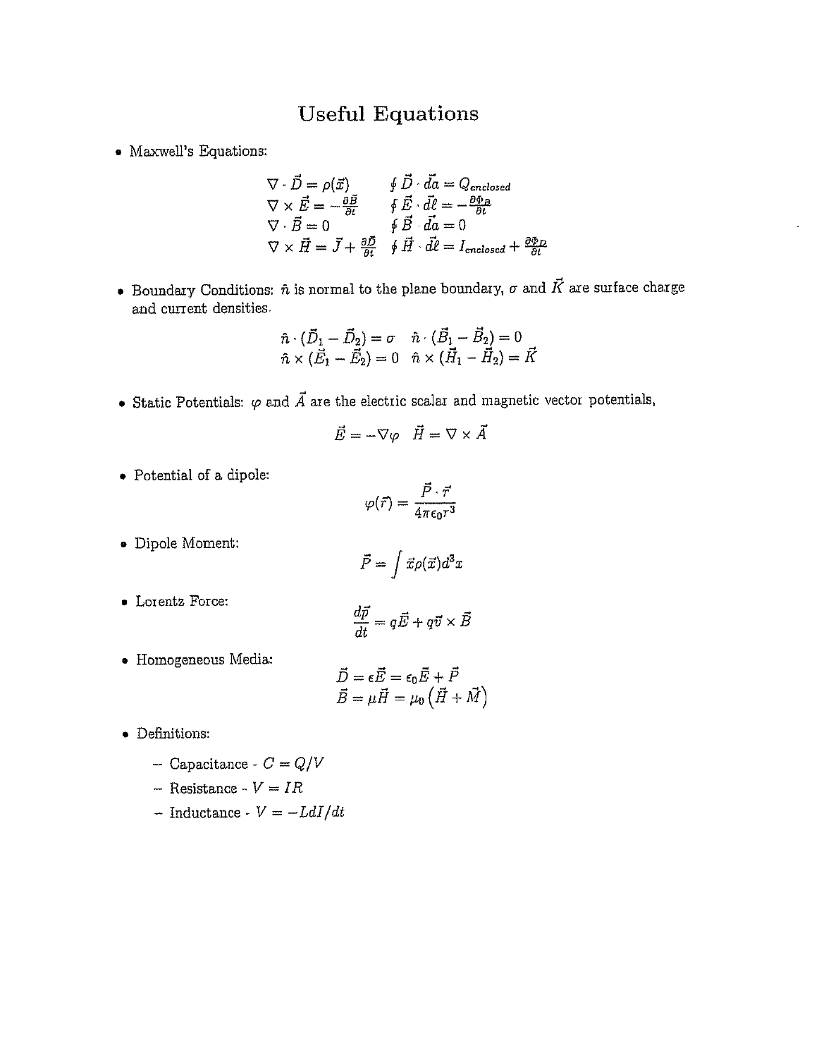# Useful Equations

- Maxwell's Equations:

$$
\begin{array}{ll}
\nabla \cdot \vec{D} = \rho(\vec{x}) & \oint \vec{D} \cdot d\vec{a} = Q_{enclosed} \\
\nabla \times \vec{E} = -\frac{\partial \vec{B}}{\partial t} & \oint \vec{E} \cdot d\vec{\ell} = -\frac{\partial \Phi_B}{\partial t} \\
\nabla \cdot \vec{B} = 0 & \oint \vec{B} \cdot d\vec{a} = 0 \\
\nabla \times \vec{H} = \vec{J} + \frac{\partial \vec{D}}{\partial t} & \oint \vec{H} \cdot d\vec{\ell} = I_{enclosed} + \frac{\partial \Phi_D}{\partial t}
\end{array}
$$

- Boundary Conditions: $\hat{n}$ is normal to the plane boundary, $\sigma$ and $\vec{K}$ are surface charge and current densities.

$$
\begin{array}{ll}
\hat{n} \cdot (\vec{D}_1 - \vec{D}_2) = \sigma & \hat{n} \cdot (\vec{B}_1 - \vec{B}_2) = 0 \\
\hat{n} \times (\vec{E}_1 - \vec{E}_2) = 0 & \hat{n} \times (\vec{H}_1 - \vec{H}_2) = \vec{K}
\end{array}
$$

- Static Potentials: $\varphi$ and $\vec{A}$ are the electric scalar and magnetic vector potentials,

$$
\vec{E} = -\nabla\varphi \quad \vec{H} = \nabla \times \vec{A}
$$

- Potential of a dipole:

$$
\varphi(\vec{r}) = \frac{\vec{P} \cdot \vec{r}}{4\pi\epsilon_0 r^3}
$$

- Dipole Moment:

$$
\vec{P} = \int \vec{x}\rho(\vec{x})d^3x
$$

- Lorentz Force:

$$
\frac{d\vec{p}}{dt} = q\vec{E} + q\vec{v} \times \vec{B}
$$

- Homogeneous Media:

$$
\begin{array}{l}
\vec{D} = \epsilon\vec{E} = \epsilon_0\vec{E} + \vec{P} \\
\vec{B} = \mu\vec{H} = \mu_0\left(\vec{H} + \vec{M}\right)
\end{array}
$$

- Definitions:
  - Capacitance - $C = Q/V$
  - Resistance - $V = IR$
  - Inductance - $V = -LdI/dt$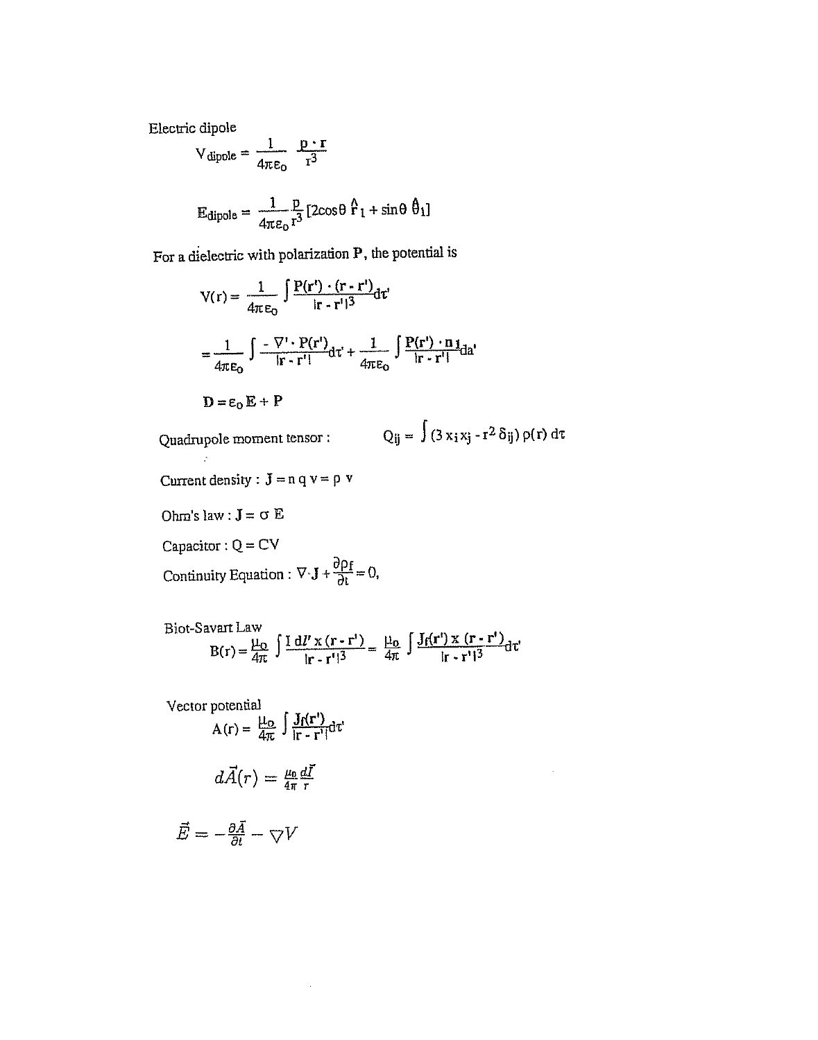Electric dipole

$$V_{dipole} = \frac{1}{4\pi\varepsilon_o} \frac{\mathbf{p} \cdot \mathbf{r}}{r^3}$$

$$\mathbf{E}_{dipole} = \frac{1}{4\pi\varepsilon_o} \frac{p}{r^3} [2\cos\theta \, \hat{\mathbf{r}}_1 + \sin\theta \, \hat{\theta}_1]$$

For a dielectric with polarization **P**, the potential is

$$V(\mathbf{r}) = \frac{1}{4\pi\varepsilon_o} \int \frac{\mathbf{P}(\mathbf{r}') \cdot (\mathbf{r} - \mathbf{r}')}{|\mathbf{r} - \mathbf{r}'|^3} d\tau'$$

$$= \frac{1}{4\pi\varepsilon_o} \int \frac{-\nabla' \cdot \mathbf{P}(\mathbf{r}')}{|\mathbf{r} - \mathbf{r}'|} d\tau' + \frac{1}{4\pi\varepsilon_o} \int \frac{\mathbf{P}(\mathbf{r}') \cdot \mathbf{n}_1}{|\mathbf{r} - \mathbf{r}'|} da'$$

$$\mathbf{D} = \varepsilon_o \mathbf{E} + \mathbf{P}$$

Quadrupole moment tensor : $Q_{ij} = \int (3\, x_i x_j - r^2 \delta_{ij})\, \rho(\mathbf{r})\, d\tau$

Current density : $\mathbf{J} = n\, q\, \mathbf{v} = \rho\, \mathbf{v}$

Ohm's law : $\mathbf{J} = \sigma\, \mathbf{E}$

Capacitor : $Q = CV$

Continuity Equation : $\nabla \cdot \mathbf{J} + \frac{\partial \rho_f}{\partial t} = 0,$

Biot-Savart Law

$$\mathbf{B}(\mathbf{r}) = \frac{\mu_o}{4\pi} \int \frac{I\, d\mathbf{l}' \times (\mathbf{r} - \mathbf{r}')}{|\mathbf{r} - \mathbf{r}'|^3} = \frac{\mu_o}{4\pi} \int \frac{\mathbf{J}_f(\mathbf{r}') \times (\mathbf{r} - \mathbf{r}')}{|\mathbf{r} - \mathbf{r}'|^3} d\tau'$$

Vector potential

$$\mathbf{A}(\mathbf{r}) = \frac{\mu_o}{4\pi} \int \frac{\mathbf{J}_f(\mathbf{r}')}{|\mathbf{r} - \mathbf{r}'|} d\tau'$$

$$d\vec{A}(r) = \frac{\mu_0}{4\pi} \frac{d\vec{l}}{r}$$

$$\vec{E} = -\frac{\partial \vec{A}}{\partial t} - \nabla V$$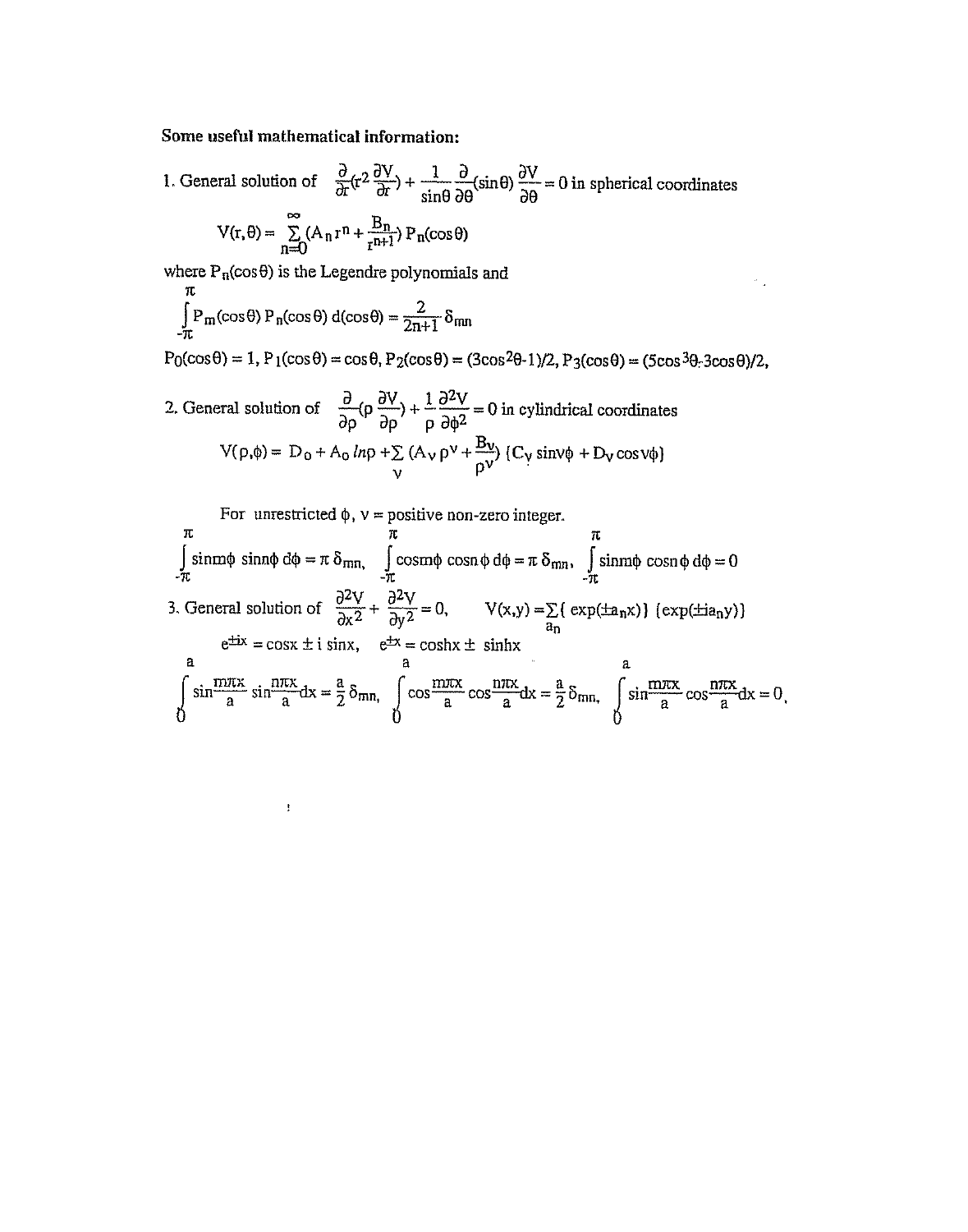**Some useful mathematical information:**

1. General solution of $\frac{\partial}{\partial r}(r^2 \frac{\partial V}{\partial r}) + \frac{1}{\sin\theta}\frac{\partial}{\partial \theta}(\sin\theta)\frac{\partial V}{\partial \theta} = 0$ in spherical coordinates

$$V(r,\theta) = \sum_{n=0}^{\infty}(A_n r^n + \frac{B_n}{r^{n+1}}) P_n(\cos\theta)$$

where $P_n(\cos\theta)$ is the Legendre polynomials and

$$\int_{-\pi}^{\pi} P_m(\cos\theta)\, P_n(\cos\theta)\, d(\cos\theta) = \frac{2}{2n+1}\delta_{mn}$$

$P_0(\cos\theta) = 1$, $P_1(\cos\theta) = \cos\theta$, $P_2(\cos\theta) = (3\cos^2\theta - 1)/2$, $P_3(\cos\theta) = (5\cos^3\theta - 3\cos\theta)/2$,

2. General solution of $\frac{\partial}{\partial \rho}(\rho \frac{\partial V}{\partial \rho}) + \frac{1}{\rho}\frac{\partial^2 V}{\partial \phi^2} = 0$ in cylindrical coordinates

$$V(\rho,\phi) = D_0 + A_0 \ln\rho + \sum_{\nu} (A_\nu \rho^\nu + \frac{B_\nu}{\rho^\nu})\,(C_\nu \sin\nu\phi + D_\nu \cos\nu\phi)$$

For unrestricted $\phi$, $\nu$ = positive non-zero integer.

$$\int_{-\pi}^{\pi} \sin m\phi\, \sin n\phi\, d\phi = \pi\,\delta_{mn}, \quad \int_{-\pi}^{\pi} \cos m\phi\, \cos n\phi\, d\phi = \pi\,\delta_{mn}, \quad \int_{-\pi}^{\pi} \sin m\phi\, \cos n\phi\, d\phi = 0$$

3. General solution of $\frac{\partial^2 V}{\partial x^2} + \frac{\partial^2 V}{\partial y^2} = 0$, $\quad V(x,y) = \sum_{a_n} \{\exp(\pm a_n x)\}\,\{\exp(\pm i a_n y)\}$

$e^{\pm ix} = \cos x \pm i \sin x$, $\quad e^{\pm x} = \cosh x \pm \sinh x$

$$\int_0^a \sin\frac{m\pi x}{a} \sin\frac{n\pi x}{a} dx = \frac{a}{2}\delta_{mn}, \quad \int_0^a \cos\frac{m\pi x}{a} \cos\frac{n\pi x}{a} dx = \frac{a}{2}\delta_{mn}, \quad \int_0^a \sin\frac{m\pi x}{a} \cos\frac{n\pi x}{a} dx = 0,$$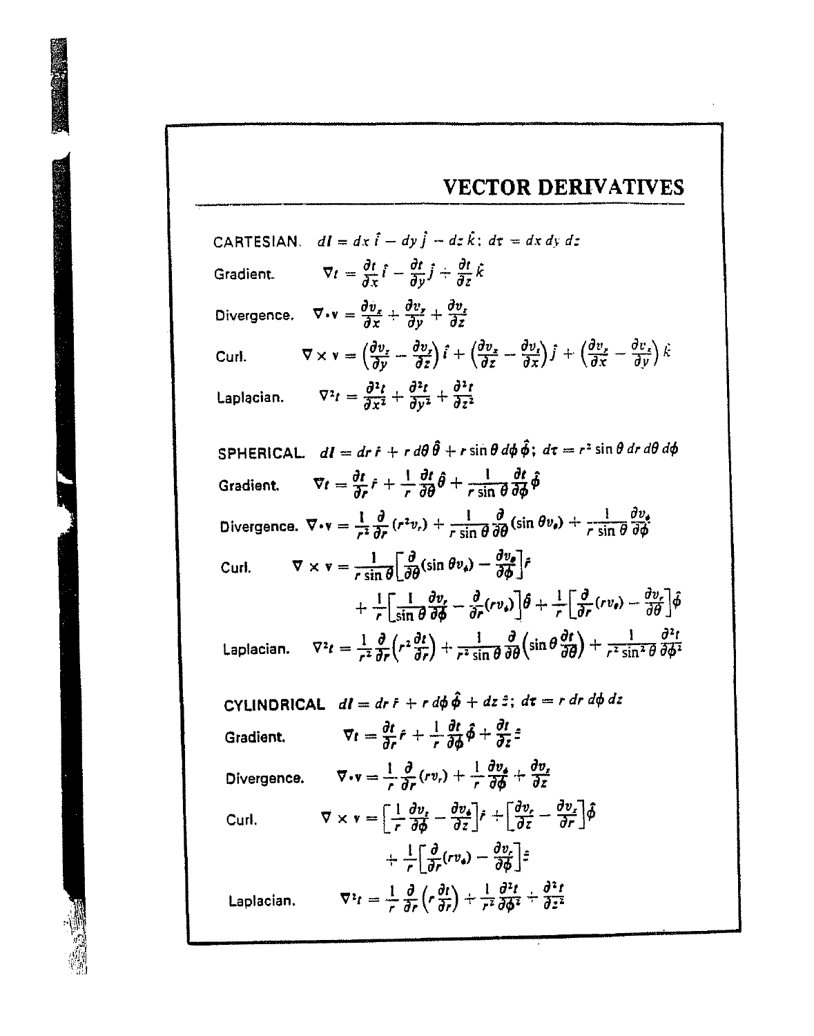# VECTOR DERIVATIVES

**CARTESIAN.** $d\mathbf{l} = dx\,\hat{i} + dy\,\hat{j} + dz\,\hat{k}$; $d\tau = dx\,dy\,dz$

**Gradient.**
$$\nabla t = \frac{\partial t}{\partial x}\hat{i} + \frac{\partial t}{\partial y}\hat{j} + \frac{\partial t}{\partial z}\hat{k}$$

**Divergence.**
$$\nabla \cdot \mathbf{v} = \frac{\partial v_x}{\partial x} + \frac{\partial v_y}{\partial y} + \frac{\partial v_z}{\partial z}$$

**Curl.**
$$\nabla \times \mathbf{v} = \left(\frac{\partial v_z}{\partial y} - \frac{\partial v_y}{\partial z}\right)\hat{i} + \left(\frac{\partial v_x}{\partial z} - \frac{\partial v_z}{\partial x}\right)\hat{j} + \left(\frac{\partial v_y}{\partial x} - \frac{\partial v_x}{\partial y}\right)\hat{k}$$

**Laplacian.**
$$\nabla^2 t = \frac{\partial^2 t}{\partial x^2} + \frac{\partial^2 t}{\partial y^2} + \frac{\partial^2 t}{\partial z^2}$$

**SPHERICAL.** $d\mathbf{l} = dr\,\hat{r} + r\,d\theta\,\hat{\theta} + r\sin\theta\,d\phi\,\hat{\phi}$; $d\tau = r^2\sin\theta\,dr\,d\theta\,d\phi$

**Gradient.**
$$\nabla t = \frac{\partial t}{\partial r}\hat{r} + \frac{1}{r}\frac{\partial t}{\partial \theta}\hat{\theta} + \frac{1}{r\sin\theta}\frac{\partial t}{\partial \phi}\hat{\phi}$$

**Divergence.**
$$\nabla \cdot \mathbf{v} = \frac{1}{r^2}\frac{\partial}{\partial r}(r^2 v_r) + \frac{1}{r\sin\theta}\frac{\partial}{\partial \theta}(\sin\theta\, v_\theta) + \frac{1}{r\sin\theta}\frac{\partial v_\phi}{\partial \phi}$$

**Curl.**
$$\nabla \times \mathbf{v} = \frac{1}{r\sin\theta}\left[\frac{\partial}{\partial \theta}(\sin\theta\, v_\phi) - \frac{\partial v_\theta}{\partial \phi}\right]\hat{r} + \frac{1}{r}\left[\frac{1}{\sin\theta}\frac{\partial v_r}{\partial \phi} - \frac{\partial}{\partial r}(r v_\phi)\right]\hat{\theta} + \frac{1}{r}\left[\frac{\partial}{\partial r}(r v_\theta) - \frac{\partial v_r}{\partial \theta}\right]\hat{\phi}$$

**Laplacian.**
$$\nabla^2 t = \frac{1}{r^2}\frac{\partial}{\partial r}\left(r^2\frac{\partial t}{\partial r}\right) + \frac{1}{r^2\sin\theta}\frac{\partial}{\partial \theta}\left(\sin\theta\frac{\partial t}{\partial \theta}\right) + \frac{1}{r^2\sin^2\theta}\frac{\partial^2 t}{\partial \phi^2}$$

**CYLINDRICAL** $d\mathbf{l} = dr\,\hat{r} + r\,d\phi\,\hat{\phi} + dz\,\hat{z}$; $d\tau = r\,dr\,d\phi\,dz$

**Gradient.**
$$\nabla t = \frac{\partial t}{\partial r}\hat{r} + \frac{1}{r}\frac{\partial t}{\partial \phi}\hat{\phi} + \frac{\partial t}{\partial z}\hat{z}$$

**Divergence.**
$$\nabla \cdot \mathbf{v} = \frac{1}{r}\frac{\partial}{\partial r}(r v_r) + \frac{1}{r}\frac{\partial v_\phi}{\partial \phi} + \frac{\partial v_z}{\partial z}$$

**Curl.**
$$\nabla \times \mathbf{v} = \left[\frac{1}{r}\frac{\partial v_z}{\partial \phi} - \frac{\partial v_\phi}{\partial z}\right]\hat{r} + \left[\frac{\partial v_r}{\partial z} - \frac{\partial v_z}{\partial r}\right]\hat{\phi} + \frac{1}{r}\left[\frac{\partial}{\partial r}(r v_\phi) - \frac{\partial v_r}{\partial \phi}\right]\hat{z}$$

**Laplacian.**
$$\nabla^2 t = \frac{1}{r}\frac{\partial}{\partial r}\left(r\frac{\partial t}{\partial r}\right) + \frac{1}{r^2}\frac{\partial^2 t}{\partial \phi^2} + \frac{\partial^2 t}{\partial z^2}$$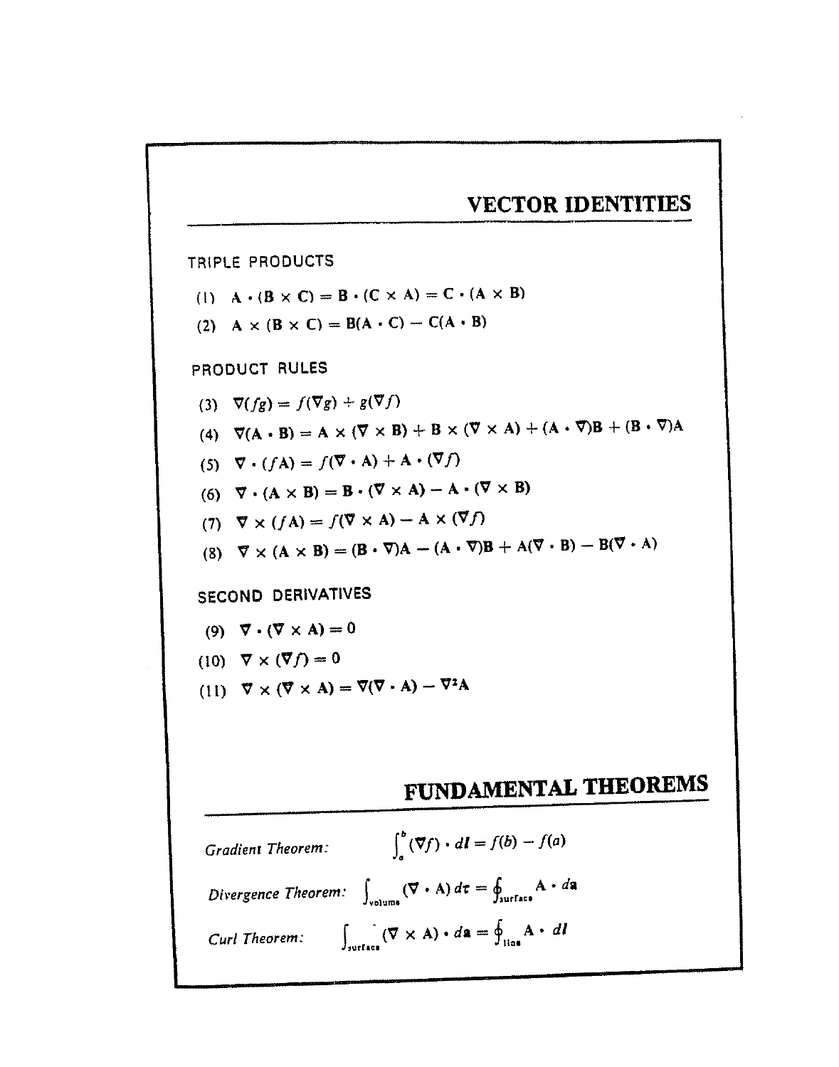## VECTOR IDENTITIES

TRIPLE PRODUCTS

(1) $\mathbf{A} \cdot (\mathbf{B} \times \mathbf{C}) = \mathbf{B} \cdot (\mathbf{C} \times \mathbf{A}) = \mathbf{C} \cdot (\mathbf{A} \times \mathbf{B})$

(2) $\mathbf{A} \times (\mathbf{B} \times \mathbf{C}) = \mathbf{B}(\mathbf{A} \cdot \mathbf{C}) - \mathbf{C}(\mathbf{A} \cdot \mathbf{B})$

PRODUCT RULES

(3) $\nabla(fg) = f(\nabla g) + g(\nabla f)$

(4) $\nabla(\mathbf{A} \cdot \mathbf{B}) = \mathbf{A} \times (\nabla \times \mathbf{B}) + \mathbf{B} \times (\nabla \times \mathbf{A}) + (\mathbf{A} \cdot \nabla)\mathbf{B} + (\mathbf{B} \cdot \nabla)\mathbf{A}$

(5) $\nabla \cdot (f\mathbf{A}) = f(\nabla \cdot \mathbf{A}) + \mathbf{A} \cdot (\nabla f)$

(6) $\nabla \cdot (\mathbf{A} \times \mathbf{B}) = \mathbf{B} \cdot (\nabla \times \mathbf{A}) - \mathbf{A} \cdot (\nabla \times \mathbf{B})$

(7) $\nabla \times (f\mathbf{A}) = f(\nabla \times \mathbf{A}) - \mathbf{A} \times (\nabla f)$

(8) $\nabla \times (\mathbf{A} \times \mathbf{B}) = (\mathbf{B} \cdot \nabla)\mathbf{A} - (\mathbf{A} \cdot \nabla)\mathbf{B} + \mathbf{A}(\nabla \cdot \mathbf{B}) - \mathbf{B}(\nabla \cdot \mathbf{A})$

SECOND DERIVATIVES

(9) $\nabla \cdot (\nabla \times \mathbf{A}) = 0$

(10) $\nabla \times (\nabla f) = 0$

(11) $\nabla \times (\nabla \times \mathbf{A}) = \nabla(\nabla \cdot \mathbf{A}) - \nabla^2\mathbf{A}$

## FUNDAMENTAL THEOREMS

*Gradient Theorem:* $\int_a^b (\nabla f) \cdot d\mathbf{l} = f(b) - f(a)$

*Divergence Theorem:* $\int_{\text{volume}} (\nabla \cdot \mathbf{A})\, d\tau = \oint_{\text{surface}} \mathbf{A} \cdot d\mathbf{a}$

*Curl Theorem:* $\int_{\text{surface}} (\nabla \times \mathbf{A}) \cdot d\mathbf{a} = \oint_{\text{line}} \mathbf{A} \cdot d\mathbf{l}$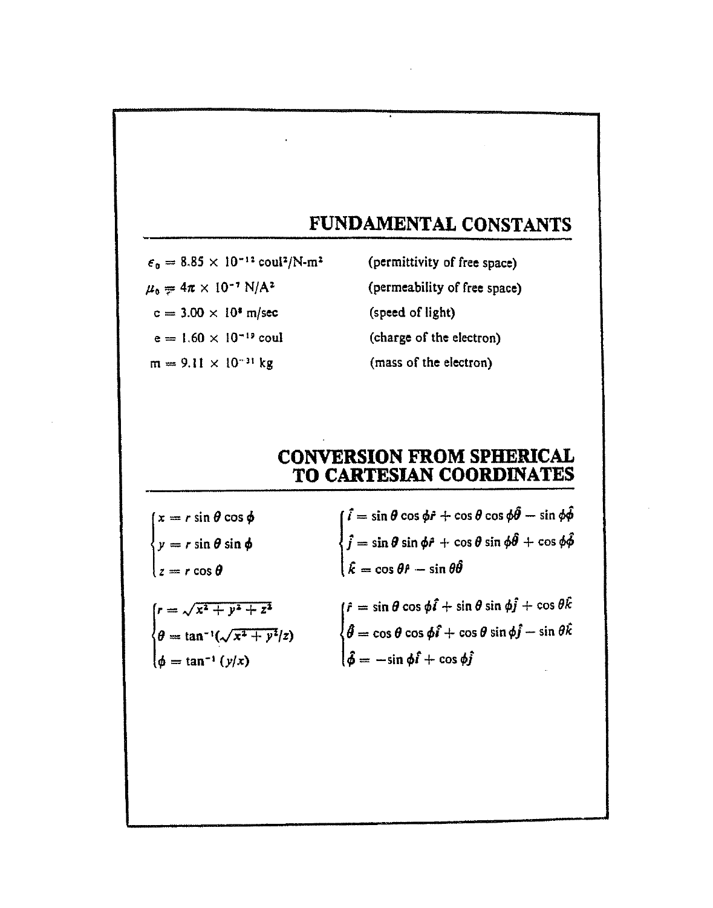## FUNDAMENTAL CONSTANTS

| | |
|---|---|
| $\epsilon_0 = 8.85 \times 10^{-12}$ coul²/N-m² | (permittivity of free space) |
| $\mu_0 = 4\pi \times 10^{-7}$ N/A² | (permeability of free space) |
| $c = 3.00 \times 10^{8}$ m/sec | (speed of light) |
| $e = 1.60 \times 10^{-19}$ coul | (charge of the electron) |
| $m = 9.11 \times 10^{-31}$ kg | (mass of the electron) |

## CONVERSION FROM SPHERICAL TO CARTESIAN COORDINATES

$$\begin{cases} x = r \sin\theta \cos\phi \\ y = r \sin\theta \sin\phi \\ z = r \cos\theta \end{cases}$$

$$\begin{cases} \hat{i} = \sin\theta \cos\phi \hat{r} + \cos\theta \cos\phi \hat{\theta} - \sin\phi \hat{\phi} \\ \hat{j} = \sin\theta \sin\phi \hat{r} + \cos\theta \sin\phi \hat{\theta} + \cos\phi \hat{\phi} \\ \hat{k} = \cos\theta \hat{r} - \sin\theta \hat{\theta} \end{cases}$$

$$\begin{cases} r = \sqrt{x^2 + y^2 + z^2} \\ \theta = \tan^{-1}(\sqrt{x^2 + y^2}/z) \\ \phi = \tan^{-1}(y/x) \end{cases}$$

$$\begin{cases} \hat{r} = \sin\theta \cos\phi \hat{i} + \sin\theta \sin\phi \hat{j} + \cos\theta \hat{k} \\ \hat{\theta} = \cos\theta \cos\phi \hat{i} + \cos\theta \sin\phi \hat{j} - \sin\theta \hat{k} \\ \hat{\phi} = -\sin\phi \hat{i} + \cos\phi \hat{j} \end{cases}$$